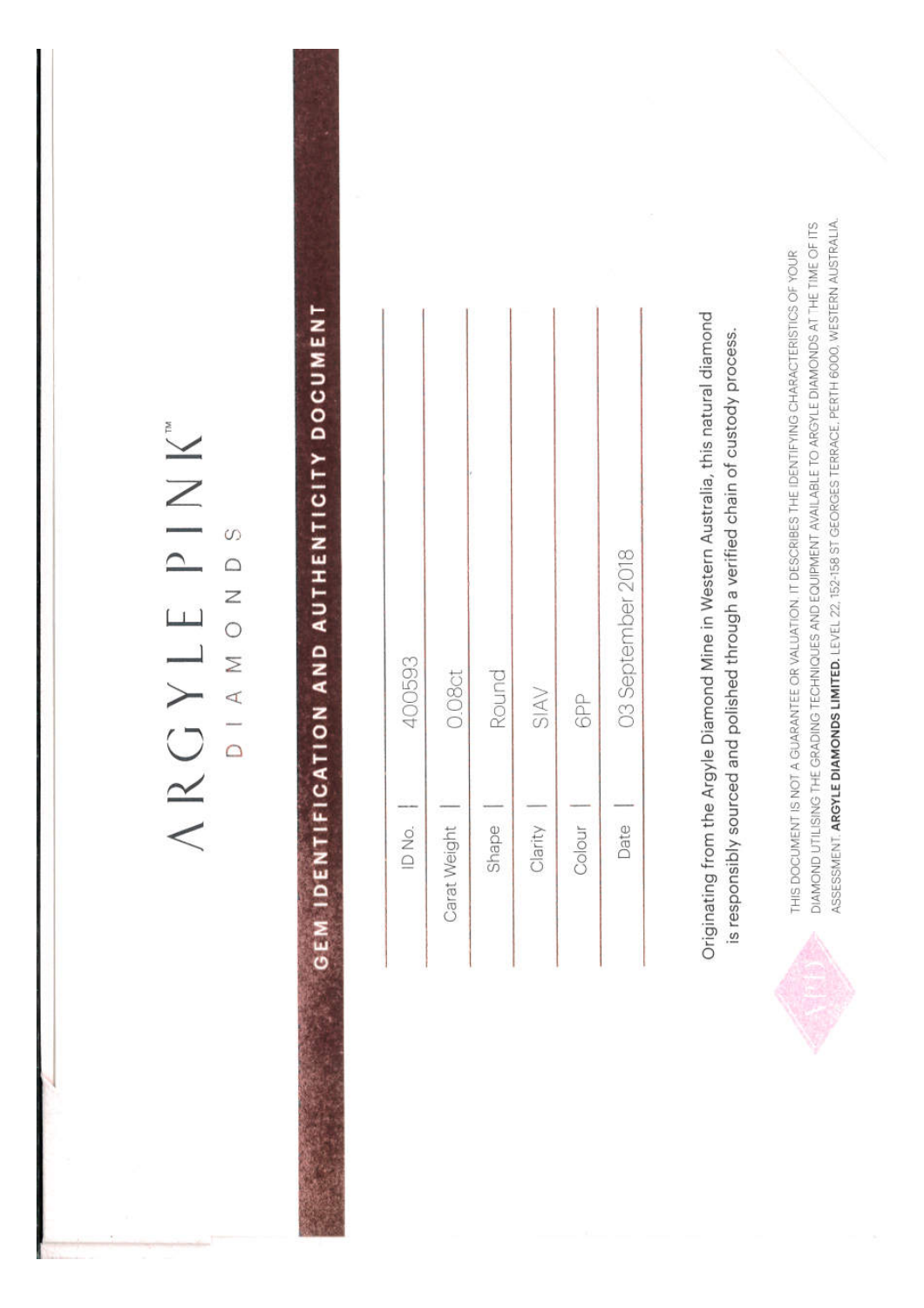# ARGYLE PINK™

DIAMONDS

## GEM IDENTIFICATION AND AUTHENTICITY DOCUMENT

| | |
|---|---|
| ID No. | 400593 |
| Carat Weight | 0.08ct |
| Shape | Round |
| Clarity | SIAV |
| Colour | 6PP |
| Date | 03 September 2018 |

Originating from the Argyle Diamond Mine in Western Australia, this natural diamond is responsibly sourced and polished through a verified chain of custody process.

THIS DOCUMENT IS NOT A GUARANTEE OR VALUATION. IT DESCRIBES THE IDENTIFYING CHARACTERISTICS OF YOUR DIAMOND UTILISING THE GRADING TECHNIQUES AND EQUIPMENT AVAILABLE TO ARGYLE DIAMONDS AT THE TIME OF ITS ASSESSMENT. **ARGYLE DIAMONDS LIMITED**, LEVEL 22, 152-158 ST GEORGES TERRACE, PERTH 6000, WESTERN AUSTRALIA.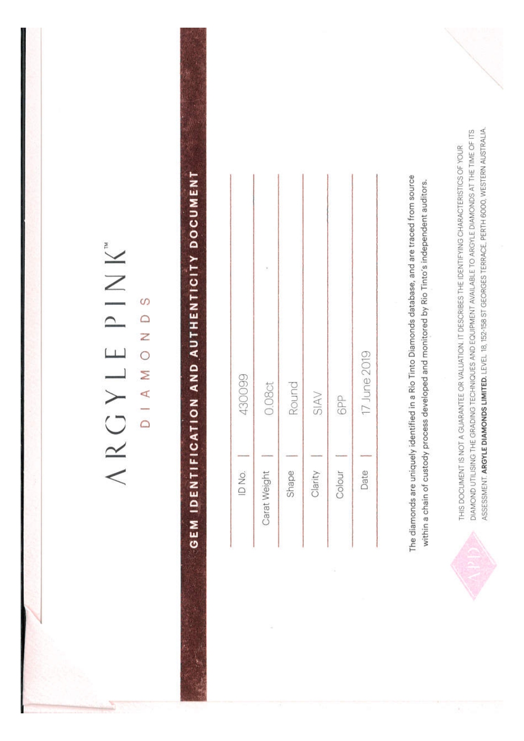# ARGYLE PINK™

## DIAMONDS

## GEM IDENTIFICATION AND AUTHENTICITY DOCUMENT

| | |
|---|---|
| ID No. | 430099 |
| Carat Weight | 0.08ct |
| Shape | Round |
| Clarity | SIAV |
| Colour | 6PP |
| Date | 17 June 2019 |

The diamonds are uniquely identified in a Rio Tinto Diamonds database, and are traced from source within a chain of custody process developed and monitored by Rio Tinto's independent auditors.

APD

THIS DOCUMENT IS NOT A GUARANTEE OR VALUATION. IT DESCRIBES THE IDENTIFYING CHARACTERISTICS OF YOUR DIAMOND UTILISING THE GRADING TECHNIQUES AND EQUIPMENT AVAILABLE TO ARGYLE DIAMONDS AT THE TIME OF ITS ASSESSMENT. **ARGYLE DIAMONDS LIMITED.** LEVEL 18, 152-158 ST GEORGES TERRACE, PERTH 6000, WESTERN AUSTRALIA.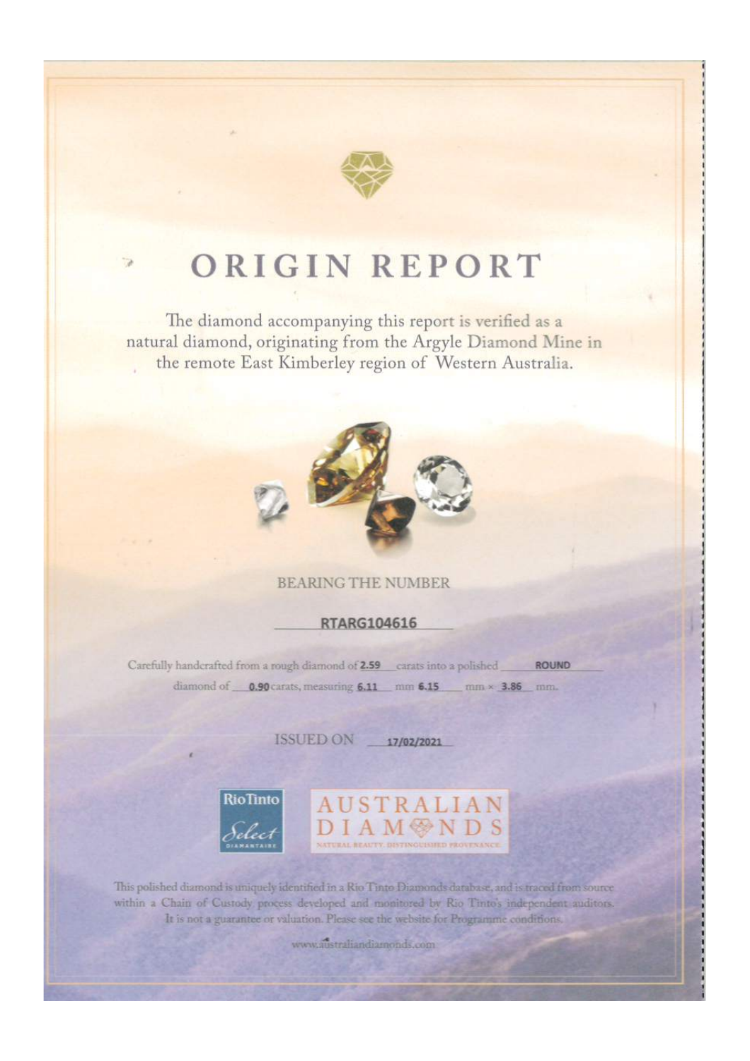# ORIGIN REPORT

The diamond accompanying this report is verified as a natural diamond, originating from the Argyle Diamond Mine in the remote East Kimberley region of Western Australia.

BEARING THE NUMBER

**RTARG104616**

Carefully handcrafted from a rough diamond of **2.59** carats into a polished **ROUND** diamond of **0.90** carats, measuring **6.11** mm **6.15** mm × **3.86** mm.

ISSUED ON **17/02/2021**

RioTinto Select DIAMANTAIRE

AUSTRALIAN DIAMONDS
NATURAL BEAUTY. DISTINGUISHED PROVENANCE.

This polished diamond is uniquely identified in a Rio Tinto Diamonds database, and is traced from source within a Chain of Custody process developed and monitored by Rio Tinto's independent auditors. It is not a guarantee or valuation. Please see the website for Programme conditions.

www.australiandiamonds.com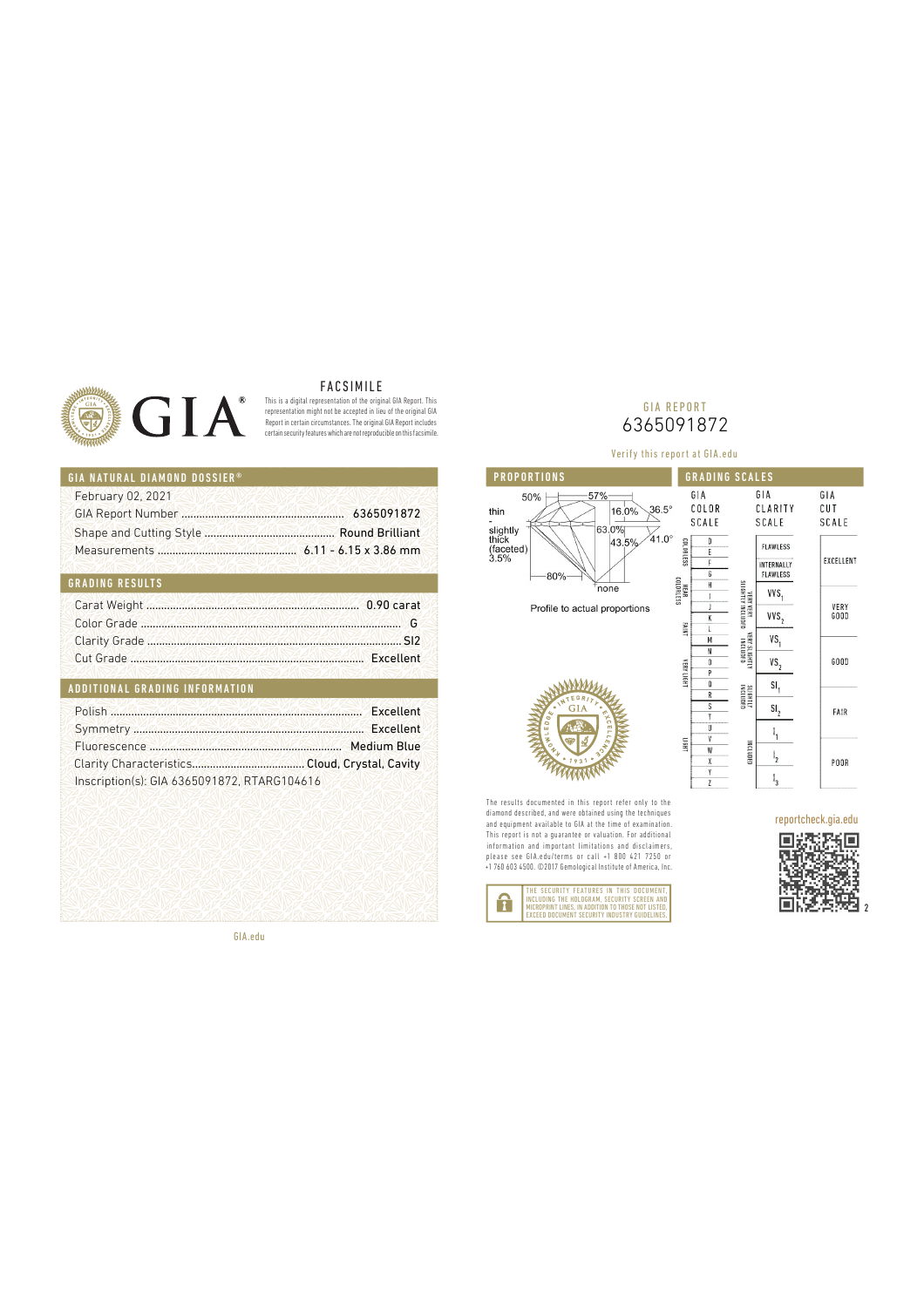GIA®

## FACSIMILE

This is a digital representation of the original GIA Report. This representation might not be accepted in lieu of the original GIA Report in certain circumstances. The original GIA Report includes certain security features which are not reproducible on this facsimile.

## GIA NATURAL DIAMOND DOSSIER®

February 02, 2021

| | |
|---|---|
| GIA Report Number | 6365091872 |
| Shape and Cutting Style | Round Brilliant |
| Measurements | 6.11 - 6.15 x 3.86 mm |

## GRADING RESULTS

| | |
|---|---|
| Carat Weight | 0.90 carat |
| Color Grade | G |
| Clarity Grade | SI2 |
| Cut Grade | Excellent |

## ADDITIONAL GRADING INFORMATION

| | |
|---|---|
| Polish | Excellent |
| Symmetry | Excellent |
| Fluorescence | Medium Blue |
| Clarity Characteristics | Cloud, Crystal, Cavity |

Inscription(s): GIA 6365091872, RTARG104616

GIA.edu

## GIA REPORT

6365091872

Verify this report at GIA.edu

## PROPORTIONS

50%
57%
thin - slightly thick (faceted) 3.5%
16.0%
36.5°
63.0%
43.5%
41.0°
80%
none

Profile to actual proportions

## GRADING SCALES

GIA COLOR SCALE: D, E, F (COLORLESS); G, H, I, J (NEAR COLORLESS); K, L, M (FAINT); N, O, P, Q, R (VERY LIGHT); S, T, U, V, W, X, Y, Z (LIGHT)

GIA CLARITY SCALE: FLAWLESS; INTERNALLY FLAWLESS; $VVS_1$, $VVS_2$ (VERY VERY SLIGHTLY INCLUDED); $VS_1$, $VS_2$ (VERY SLIGHTLY INCLUDED); $SI_1$, $SI_2$ (SLIGHTLY INCLUDED); $I_1$, $I_2$, $I_3$ (INCLUDED)

GIA CUT SCALE: EXCELLENT; VERY GOOD; GOOD; FAIR; POOR

The results documented in this report refer only to the diamond described, and were obtained using the techniques and equipment available to GIA at the time of examination. This report is not a guarantee or valuation. For additional information and important limitations and disclaimers, please see GIA.edu/terms or call +1 800 421 7250 or +1 760 603 4500. ©2017 Gemological Institute of America, Inc.

THE SECURITY FEATURES IN THIS DOCUMENT, INCLUDING THE HOLOGRAM, SECURITY SCREEN AND MICROPRINT LINES, IN ADDITION TO THOSE NOT LISTED, EXCEED DOCUMENT SECURITY INDUSTRY GUIDELINES.

reportcheck.gia.edu